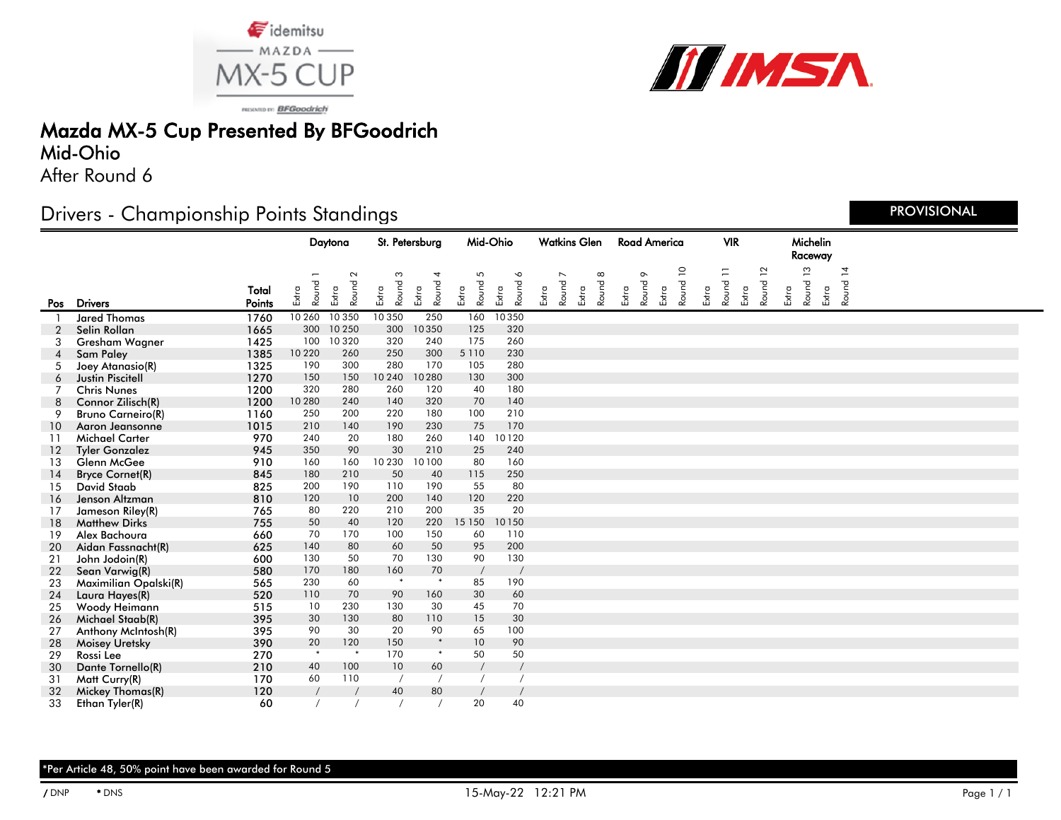# Mazda MX-5 Cup Presented By BFGoodrich

## Mid-Ohio

### After Round 6

## Drivers - Championship Points Standings

PROVISIONAL

| Pos | Drivers | Total Points | Daytona | | | | St. Petersburg | | | | Mid-Ohio | | | | Watkins Glen | | | | Road America | | | | VIR | | | | Michelin Raceway | | | |
|---|---|---|---|---|---|---|---|---|---|---|---|---|---|---|---|---|---|---|---|---|---|---|---|---|---|---|---|---|---|---|
| | | | Extra | Round 1 | Extra | Round 2 | Extra | Round 3 | Extra | Round 4 | Extra | Round 5 | Extra | Round 6 | Extra | Round 7 | Extra | Round 8 | Extra | Round 9 | Extra | Round 10 | Extra | Round 11 | Extra | Round 12 | Extra | Round 13 | Extra | Round 14 |
| 1 | Jared Thomas | 1760 | 10 | 260 | 10 | 350 | 10 | 350 | | 250 | | 160 | 10 | 350 | | | | | | | | | | | | | | | | |
| 2 | Selin Rollan | 1665 | | 300 | 10 | 250 | | 300 | 10 | 350 | | 125 | | 320 | | | | | | | | | | | | | | | | |
| 3 | Gresham Wagner | 1425 | | 100 | 10 | 320 | | 320 | | 240 | | 175 | | 260 | | | | | | | | | | | | | | | | |
| 4 | Sam Paley | 1385 | 10 | 220 | | 260 | | 250 | | 300 | 5 | 110 | | 230 | | | | | | | | | | | | | | | | |
| 5 | Joey Atanasio(R) | 1325 | | 190 | | 300 | | 280 | | 170 | | 105 | | 280 | | | | | | | | | | | | | | | | |
| 6 | Justin Piscitell | 1270 | | 150 | | 150 | 10 | 240 | 10 | 280 | | 130 | | 300 | | | | | | | | | | | | | | | | |
| 7 | Chris Nunes | 1200 | | 320 | | 280 | | 260 | | 120 | | 40 | | 180 | | | | | | | | | | | | | | | | |
| 8 | Connor Zilisch(R) | 1200 | 10 | 280 | | 240 | | 140 | | 320 | | 70 | | 140 | | | | | | | | | | | | | | | | |
| 9 | Bruno Carneiro(R) | 1160 | | 250 | | 200 | | 220 | | 180 | | 100 | | 210 | | | | | | | | | | | | | | | | |
| 10 | Aaron Jeansonne | 1015 | | 210 | | 140 | | 190 | | 230 | | 75 | | 170 | | | | | | | | | | | | | | | | |
| 11 | Michael Carter | 970 | | 240 | | 20 | | 180 | | 260 | | 140 | 10 | 120 | | | | | | | | | | | | | | | | |
| 12 | Tyler Gonzalez | 945 | | 350 | | 90 | | 30 | | 210 | | 25 | | 240 | | | | | | | | | | | | | | | | |
| 13 | Glenn McGee | 910 | | 160 | | 160 | 10 | 230 | 10 | 100 | | 80 | | 160 | | | | | | | | | | | | | | | | |
| 14 | Bryce Cornet(R) | 845 | | 180 | | 210 | | 50 | | 40 | | 115 | | 250 | | | | | | | | | | | | | | | | |
| 15 | David Staab | 825 | | 200 | | 190 | | 110 | | 190 | | 55 | | 80 | | | | | | | | | | | | | | | | |
| 16 | Jenson Altzman | 810 | | 120 | | 10 | | 200 | | 140 | | 120 | | 220 | | | | | | | | | | | | | | | | |
| 17 | Jameson Riley(R) | 765 | | 80 | | 220 | | 210 | | 200 | | 35 | | 20 | | | | | | | | | | | | | | | | |
| 18 | Matthew Dirks | 755 | | 50 | | 40 | | 120 | | 220 | 15 | 150 | 10 | 150 | | | | | | | | | | | | | | | | |
| 19 | Alex Bachoura | 660 | | 70 | | 170 | | 100 | | 150 | | 60 | | 110 | | | | | | | | | | | | | | | | |
| 20 | Aidan Fassnacht(R) | 625 | | 140 | | 80 | | 60 | | 50 | | 95 | | 200 | | | | | | | | | | | | | | | | |
| 21 | John Jodoin(R) | 600 | | 130 | | 50 | | 70 | | 130 | | 90 | | 130 | | | | | | | | | | | | | | | | |
| 22 | Sean Varwig(R) | 580 | | 170 | | 180 | | 160 | | 70 | | / | | / | | | | | | | | | | | | | | | | |
| 23 | Maximilian Opalski(R) | 565 | | 230 | | 60 | | * | | * | | 85 | | 190 | | | | | | | | | | | | | | | | |
| 24 | Laura Hayes(R) | 520 | | 110 | | 70 | | 90 | | 160 | | 30 | | 60 | | | | | | | | | | | | | | | | |
| 25 | Woody Heimann | 515 | | 10 | | 230 | | 130 | | 30 | | 45 | | 70 | | | | | | | | | | | | | | | | |
| 26 | Michael Staab(R) | 395 | | 30 | | 130 | | 80 | | 110 | | 15 | | 30 | | | | | | | | | | | | | | | | |
| 27 | Anthony McIntosh(R) | 395 | | 90 | | 30 | | 20 | | 90 | | 65 | | 100 | | | | | | | | | | | | | | | | |
| 28 | Moisey Uretsky | 390 | | 20 | | 120 | | 150 | | * | | 10 | | 90 | | | | | | | | | | | | | | | | |
| 29 | Rossi Lee | 270 | | * | | * | | 170 | | * | | 50 | | 50 | | | | | | | | | | | | | | | | |
| 30 | Dante Tornello(R) | 210 | | 40 | | 100 | | 10 | | 60 | | / | | / | | | | | | | | | | | | | | | | |
| 31 | Matt Curry(R) | 170 | | 60 | | 110 | | / | | / | | / | | / | | | | | | | | | | | | | | | | |
| 32 | Mickey Thomas(R) | 120 | | / | | / | | 40 | | 80 | | / | | / | | | | | | | | | | | | | | | | |
| 33 | Ethan Tyler(R) | 60 | | / | | / | | / | | / | | 20 | | 40 | | | | | | | | | | | | | | | | |

*Per Article 48, 50% point have been awarded for Round 5

/ DNP    * DNS

15-May-22 12:21 PM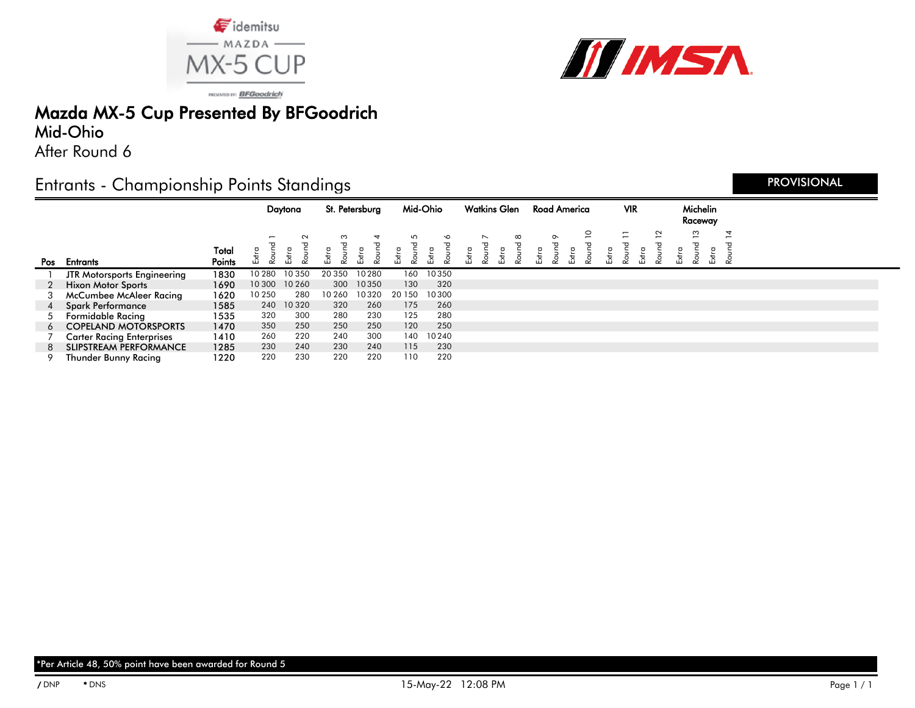# Mazda MX-5 Cup Presented By BFGoodrich

## Mid-Ohio

After Round 6

## Entrants - Championship Points Standings

PROVISIONAL

| | | | Daytona | | | | St. Petersburg | | | | Mid-Ohio | | | | Watkins Glen | | | | Road America | | | | VIR | | | | Michelin Raceway | | | |
|---|---|---|---|---|---|---|---|---|---|---|---|---|---|---|---|---|---|---|---|---|---|---|---|---|---|---|---|---|---|---|
| Pos | Entrants | Total Points | Extra | Round 1 | Extra | Round 2 | Extra | Round 3 | Extra | Round 4 | Extra | Round 5 | Extra | Round 6 | Extra | Round 7 | Extra | Round 8 | Extra | Round 9 | Extra | Round 10 | Extra | Round 11 | Extra | Round 12 | Extra | Round 13 | Extra | Round 14 |
| 1 | JTR Motorsports Engineering | 1830 | 10 | 280 | 10 | 350 | 20 | 350 | 10 | 280 | | 160 | 10 | 350 | | | | | | | | | | | | | | | | |
| 2 | Hixon Motor Sports | 1690 | 10 | 300 | 10 | 260 | | 300 | 10 | 350 | | 130 | | 320 | | | | | | | | | | | | | | | | |
| 3 | McCumbee McAleer Racing | 1620 | 10 | 250 | | 280 | 10 | 260 | 10 | 320 | 20 | 150 | 10 | 300 | | | | | | | | | | | | | | | | |
| 4 | Spark Performance | 1585 | | 240 | 10 | 320 | | 320 | | 260 | | 175 | | 260 | | | | | | | | | | | | | | | | |
| 5 | Formidable Racing | 1535 | | 320 | | 300 | | 280 | | 230 | | 125 | | 280 | | | | | | | | | | | | | | | | |
| 6 | COPELAND MOTORSPORTS | 1470 | | 350 | | 250 | | 250 | | 250 | | 120 | | 250 | | | | | | | | | | | | | | | | |
| 7 | Carter Racing Enterprises | 1410 | | 260 | | 220 | | 240 | | 300 | | 140 | 10 | 240 | | | | | | | | | | | | | | | | |
| 8 | SLIPSTREAM PERFORMANCE | 1285 | | 230 | | 240 | | 230 | | 240 | | 115 | | 230 | | | | | | | | | | | | | | | | |
| 9 | Thunder Bunny Racing | 1220 | | 220 | | 230 | | 220 | | 220 | | 110 | | 220 | | | | | | | | | | | | | | | | |

*Per Article 48, 50% point have been awarded for Round 5

/ DNP &nbsp;&nbsp; * DNS

15-May-22 12:08 PM